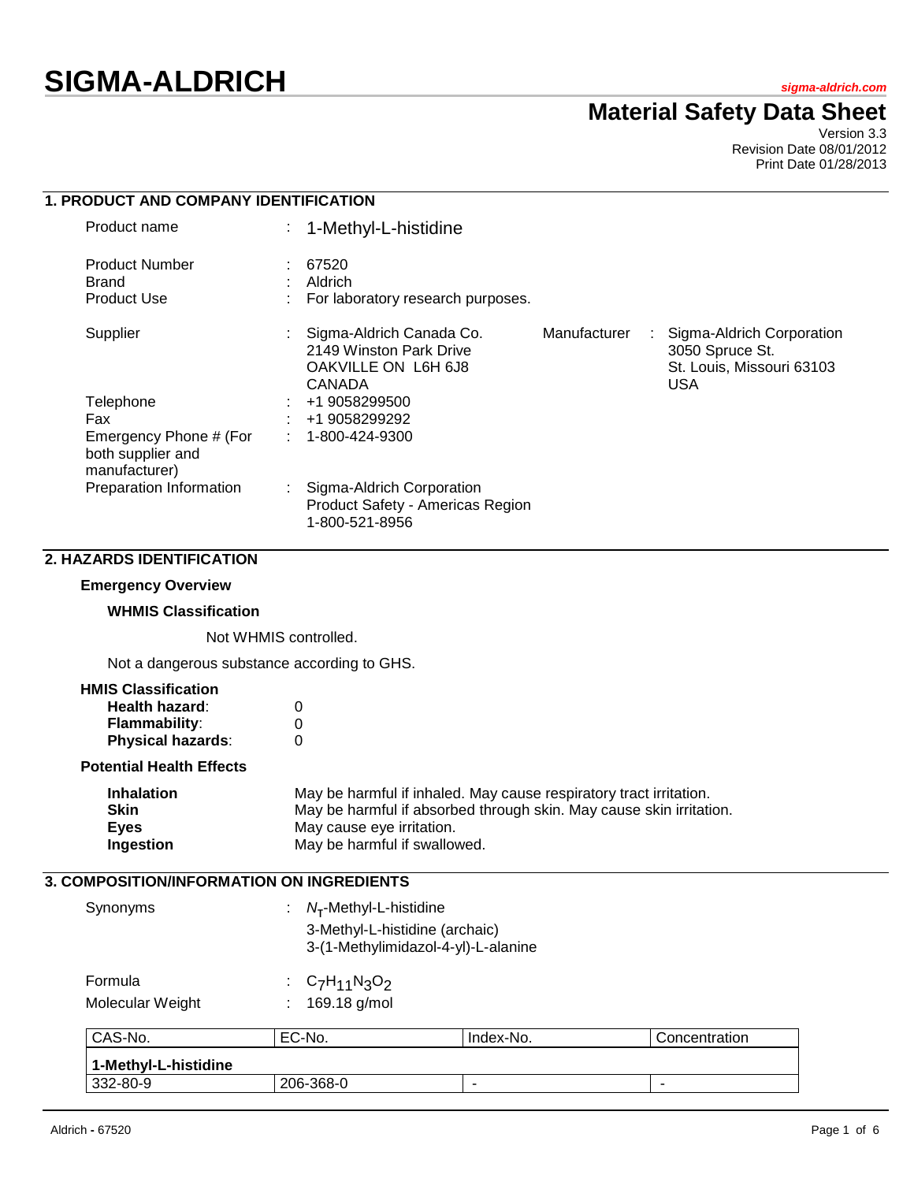# SIGMA-ALDRICH

sigma-aldrich.com

## Material Safety Data Sheet

Version 3.3
Revision Date 08/01/2012
Print Date 01/28/2013

## 1. PRODUCT AND COMPANY IDENTIFICATION

Product name : 1-Methyl-L-histidine

Product Number : 67520
Brand : Aldrich
Product Use : For laboratory research purposes.

Supplier : Sigma-Aldrich Canada Co.
2149 Winston Park Drive
OAKVILLE ON L6H 6J8
CANADA

Manufacturer : Sigma-Aldrich Corporation
3050 Spruce St.
St. Louis, Missouri 63103
USA

Telephone : +1 9058299500
Fax : +1 9058299292
Emergency Phone # (For both supplier and manufacturer) : 1-800-424-9300
Preparation Information : Sigma-Aldrich Corporation
Product Safety - Americas Region
1-800-521-8956

## 2. HAZARDS IDENTIFICATION

### Emergency Overview

#### WHMIS Classification

Not WHMIS controlled.

Not a dangerous substance according to GHS.

### HMIS Classification

**Health hazard**: 0
**Flammability**: 0
**Physical hazards**: 0

### Potential Health Effects

| | |
|---|---|
| **Inhalation** | May be harmful if inhaled. May cause respiratory tract irritation. |
| **Skin** | May be harmful if absorbed through skin. May cause skin irritation. |
| **Eyes** | May cause eye irritation. |
| **Ingestion** | May be harmful if swallowed. |

## 3. COMPOSITION/INFORMATION ON INGREDIENTS

Synonyms : $N_T$-Methyl-L-histidine
3-Methyl-L-histidine (archaic)
3-(1-Methylimidazol-4-yl)-L-alanine

Formula : $C_7H_{11}N_3O_2$
Molecular Weight : 169.18 g/mol

| CAS-No. | EC-No. | Index-No. | Concentration |
|---|---|---|---|
| **1-Methyl-L-histidine** | | | |
| 332-80-9 | 206-368-0 | - | - |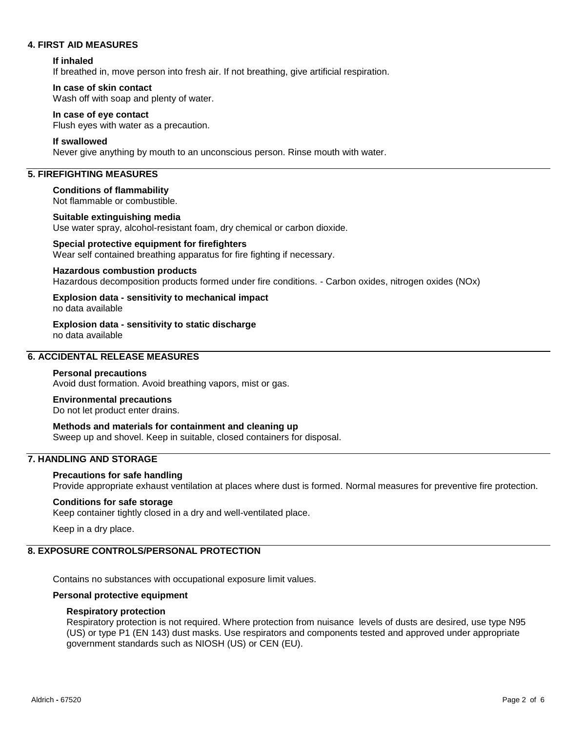## 4. FIRST AID MEASURES

### If inhaled

If breathed in, move person into fresh air. If not breathing, give artificial respiration.

### In case of skin contact

Wash off with soap and plenty of water.

### In case of eye contact

Flush eyes with water as a precaution.

### If swallowed

Never give anything by mouth to an unconscious person. Rinse mouth with water.

## 5. FIREFIGHTING MEASURES

### Conditions of flammability

Not flammable or combustible.

### Suitable extinguishing media

Use water spray, alcohol-resistant foam, dry chemical or carbon dioxide.

### Special protective equipment for firefighters

Wear self contained breathing apparatus for fire fighting if necessary.

### Hazardous combustion products

Hazardous decomposition products formed under fire conditions. - Carbon oxides, nitrogen oxides (NOx)

### Explosion data - sensitivity to mechanical impact

no data available

### Explosion data - sensitivity to static discharge

no data available

## 6. ACCIDENTAL RELEASE MEASURES

### Personal precautions

Avoid dust formation. Avoid breathing vapors, mist or gas.

### Environmental precautions

Do not let product enter drains.

### Methods and materials for containment and cleaning up

Sweep up and shovel. Keep in suitable, closed containers for disposal.

## 7. HANDLING AND STORAGE

### Precautions for safe handling

Provide appropriate exhaust ventilation at places where dust is formed. Normal measures for preventive fire protection.

### Conditions for safe storage

Keep container tightly closed in a dry and well-ventilated place.

Keep in a dry place.

## 8. EXPOSURE CONTROLS/PERSONAL PROTECTION

Contains no substances with occupational exposure limit values.

### Personal protective equipment

#### Respiratory protection

Respiratory protection is not required. Where protection from nuisance levels of dusts are desired, use type N95 (US) or type P1 (EN 143) dust masks. Use respirators and components tested and approved under appropriate government standards such as NIOSH (US) or CEN (EU).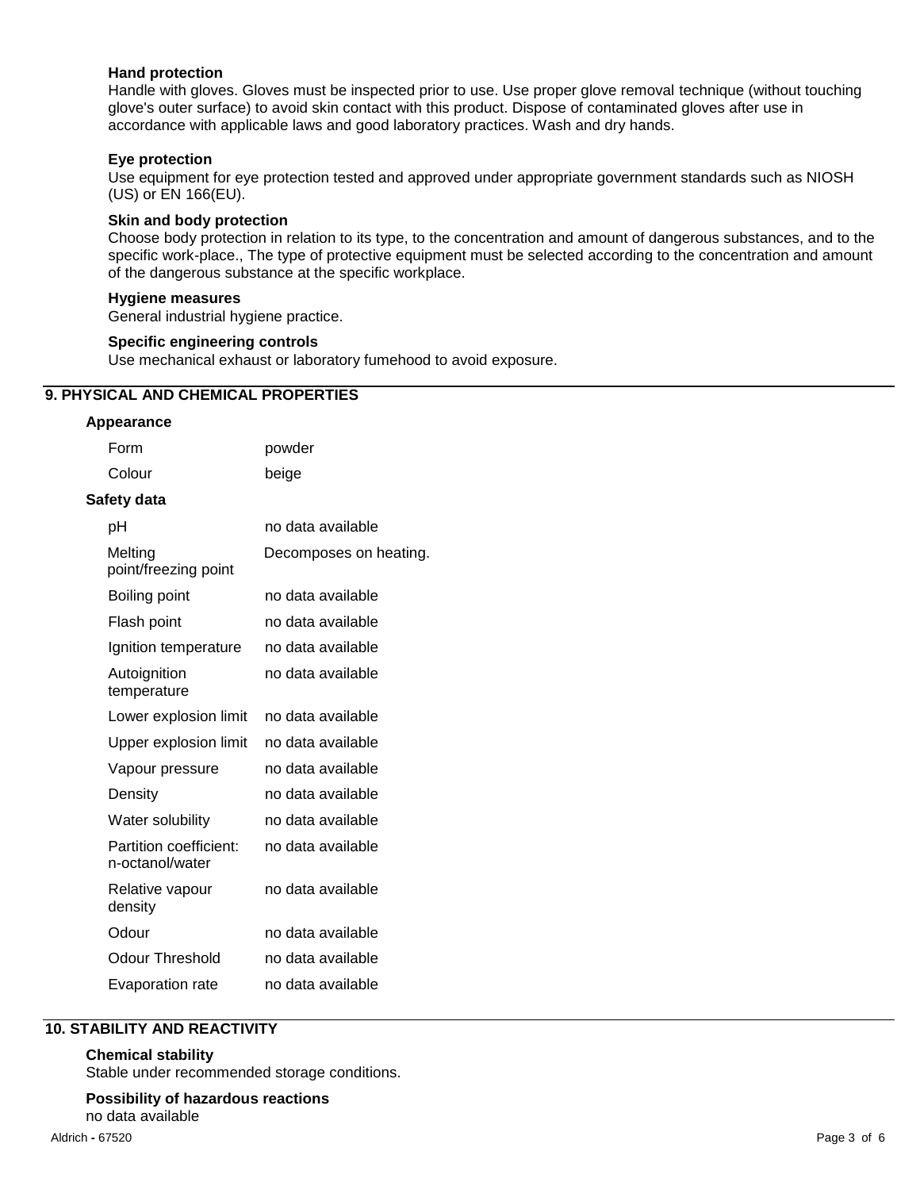#### Hand protection

Handle with gloves. Gloves must be inspected prior to use. Use proper glove removal technique (without touching glove's outer surface) to avoid skin contact with this product. Dispose of contaminated gloves after use in accordance with applicable laws and good laboratory practices. Wash and dry hands.

#### Eye protection

Use equipment for eye protection tested and approved under appropriate government standards such as NIOSH (US) or EN 166(EU).

#### Skin and body protection

Choose body protection in relation to its type, to the concentration and amount of dangerous substances, and to the specific work-place., The type of protective equipment must be selected according to the concentration and amount of the dangerous substance at the specific workplace.

#### Hygiene measures

General industrial hygiene practice.

#### Specific engineering controls

Use mechanical exhaust or laboratory fumehood to avoid exposure.

## 9. PHYSICAL AND CHEMICAL PROPERTIES

### Appearance

| | |
|---|---|
| Form | powder |
| Colour | beige |

### Safety data

| | |
|---|---|
| pH | no data available |
| Melting point/freezing point | Decomposes on heating. |
| Boiling point | no data available |
| Flash point | no data available |
| Ignition temperature | no data available |
| Autoignition temperature | no data available |
| Lower explosion limit | no data available |
| Upper explosion limit | no data available |
| Vapour pressure | no data available |
| Density | no data available |
| Water solubility | no data available |
| Partition coefficient: n-octanol/water | no data available |
| Relative vapour density | no data available |
| Odour | no data available |
| Odour Threshold | no data available |
| Evaporation rate | no data available |

## 10. STABILITY AND REACTIVITY

### Chemical stability

Stable under recommended storage conditions.

### Possibility of hazardous reactions

no data available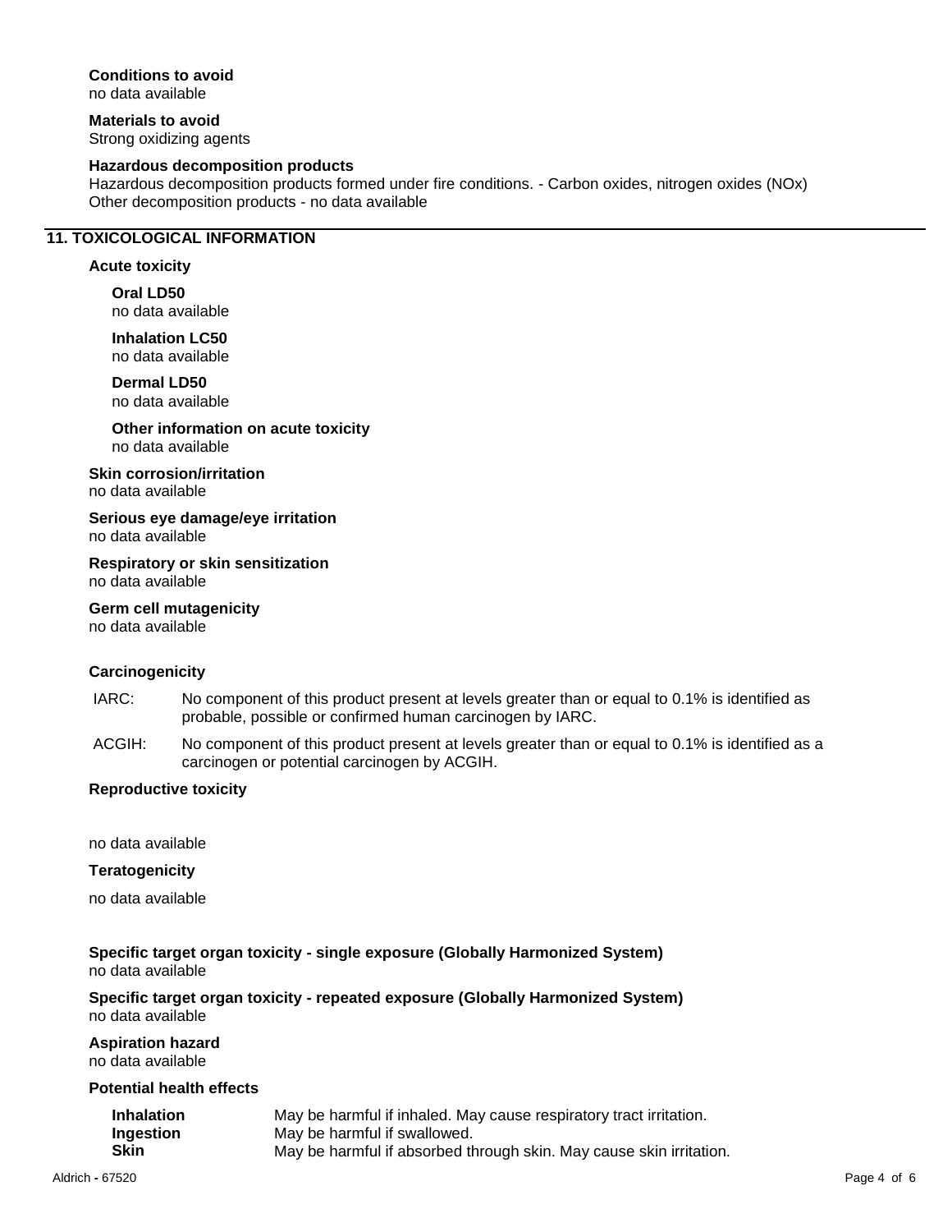**Conditions to avoid**
no data available

**Materials to avoid**
Strong oxidizing agents

**Hazardous decomposition products**
Hazardous decomposition products formed under fire conditions. - Carbon oxides, nitrogen oxides (NOx)
Other decomposition products - no data available

## 11. TOXICOLOGICAL INFORMATION

**Acute toxicity**

**Oral LD50**
no data available

**Inhalation LC50**
no data available

**Dermal LD50**
no data available

**Other information on acute toxicity**
no data available

**Skin corrosion/irritation**
no data available

**Serious eye damage/eye irritation**
no data available

**Respiratory or skin sensitization**
no data available

**Germ cell mutagenicity**
no data available

**Carcinogenicity**

IARC: No component of this product present at levels greater than or equal to 0.1% is identified as probable, possible or confirmed human carcinogen by IARC.

ACGIH: No component of this product present at levels greater than or equal to 0.1% is identified as a carcinogen or potential carcinogen by ACGIH.

**Reproductive toxicity**

no data available

**Teratogenicity**

no data available

**Specific target organ toxicity - single exposure (Globally Harmonized System)**
no data available

**Specific target organ toxicity - repeated exposure (Globally Harmonized System)**
no data available

**Aspiration hazard**
no data available

**Potential health effects**

| | |
|---|---|
| **Inhalation** | May be harmful if inhaled. May cause respiratory tract irritation. |
| **Ingestion** | May be harmful if swallowed. |
| **Skin** | May be harmful if absorbed through skin. May cause skin irritation. |

Aldrich - 67520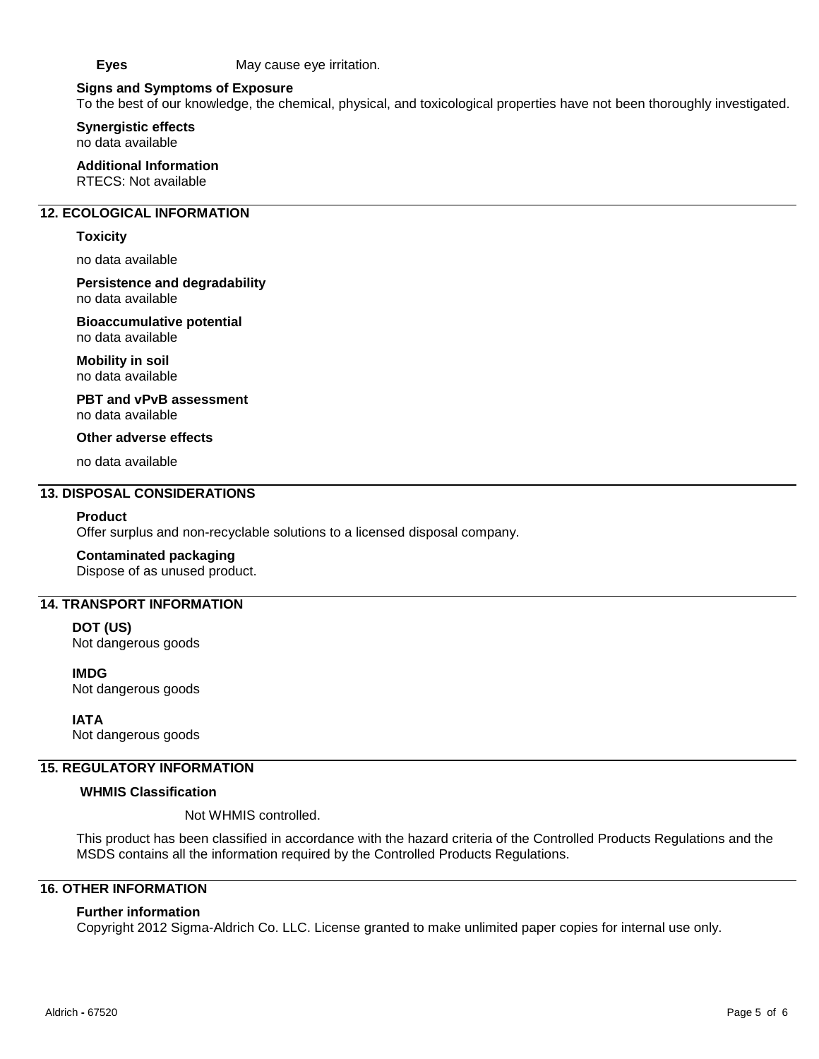**Eyes** May cause eye irritation.

**Signs and Symptoms of Exposure**
To the best of our knowledge, the chemical, physical, and toxicological properties have not been thoroughly investigated.

**Synergistic effects**
no data available

**Additional Information**
RTECS: Not available

## 12. ECOLOGICAL INFORMATION

**Toxicity**

no data available

**Persistence and degradability**
no data available

**Bioaccumulative potential**
no data available

**Mobility in soil**
no data available

**PBT and vPvB assessment**
no data available

**Other adverse effects**

no data available

## 13. DISPOSAL CONSIDERATIONS

**Product**
Offer surplus and non-recyclable solutions to a licensed disposal company.

**Contaminated packaging**
Dispose of as unused product.

## 14. TRANSPORT INFORMATION

**DOT (US)**
Not dangerous goods

**IMDG**
Not dangerous goods

**IATA**
Not dangerous goods

## 15. REGULATORY INFORMATION

**WHMIS Classification**

Not WHMIS controlled.

This product has been classified in accordance with the hazard criteria of the Controlled Products Regulations and the MSDS contains all the information required by the Controlled Products Regulations.

## 16. OTHER INFORMATION

**Further information**
Copyright 2012 Sigma-Aldrich Co. LLC. License granted to make unlimited paper copies for internal use only.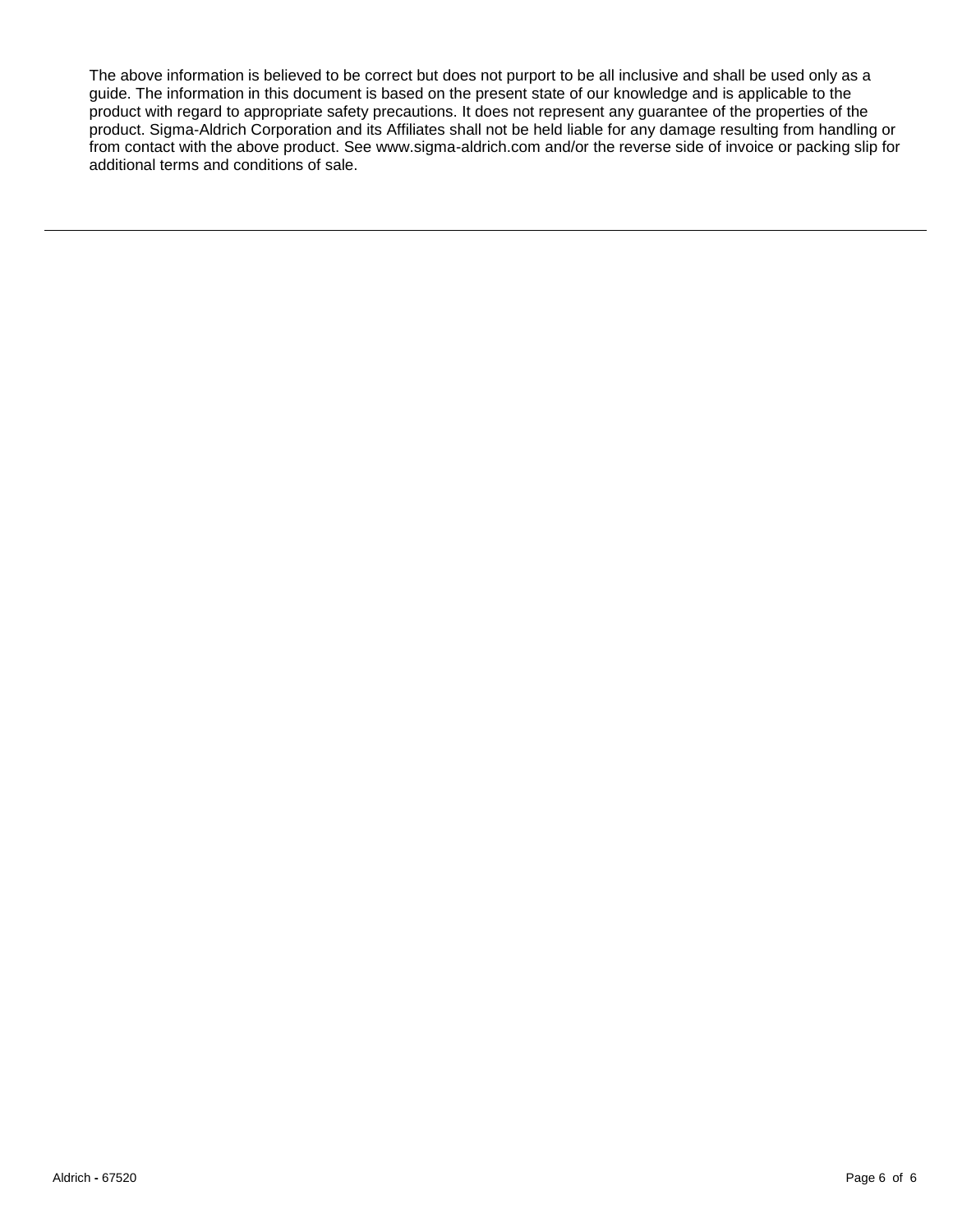The above information is believed to be correct but does not purport to be all inclusive and shall be used only as a guide. The information in this document is based on the present state of our knowledge and is applicable to the product with regard to appropriate safety precautions. It does not represent any guarantee of the properties of the product. Sigma-Aldrich Corporation and its Affiliates shall not be held liable for any damage resulting from handling or from contact with the above product. See www.sigma-aldrich.com and/or the reverse side of invoice or packing slip for additional terms and conditions of sale.